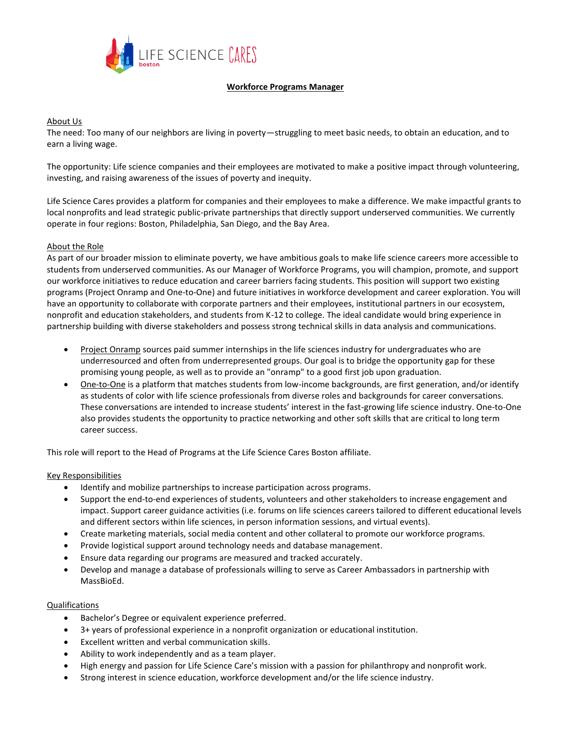LIFE SCIENCE CARES boston

# Workforce Programs Manager

## About Us

The need: Too many of our neighbors are living in poverty—struggling to meet basic needs, to obtain an education, and to earn a living wage.

The opportunity: Life science companies and their employees are motivated to make a positive impact through volunteering, investing, and raising awareness of the issues of poverty and inequity.

Life Science Cares provides a platform for companies and their employees to make a difference. We make impactful grants to local nonprofits and lead strategic public-private partnerships that directly support underserved communities. We currently operate in four regions: Boston, Philadelphia, San Diego, and the Bay Area.

## About the Role

As part of our broader mission to eliminate poverty, we have ambitious goals to make life science careers more accessible to students from underserved communities. As our Manager of Workforce Programs, you will champion, promote, and support our workforce initiatives to reduce education and career barriers facing students. This position will support two existing programs (Project Onramp and One-to-One) and future initiatives in workforce development and career exploration. You will have an opportunity to collaborate with corporate partners and their employees, institutional partners in our ecosystem, nonprofit and education stakeholders, and students from K-12 to college. The ideal candidate would bring experience in partnership building with diverse stakeholders and possess strong technical skills in data analysis and communications.

- Project Onramp sources paid summer internships in the life sciences industry for undergraduates who are underresourced and often from underrepresented groups. Our goal is to bridge the opportunity gap for these promising young people, as well as to provide an "onramp" to a good first job upon graduation.
- One-to-One is a platform that matches students from low-income backgrounds, are first generation, and/or identify as students of color with life science professionals from diverse roles and backgrounds for career conversations. These conversations are intended to increase students' interest in the fast-growing life science industry. One-to-One also provides students the opportunity to practice networking and other soft skills that are critical to long term career success.

This role will report to the Head of Programs at the Life Science Cares Boston affiliate.

## Key Responsibilities

- Identify and mobilize partnerships to increase participation across programs.
- Support the end-to-end experiences of students, volunteers and other stakeholders to increase engagement and impact. Support career guidance activities (i.e. forums on life sciences careers tailored to different educational levels and different sectors within life sciences, in person information sessions, and virtual events).
- Create marketing materials, social media content and other collateral to promote our workforce programs.
- Provide logistical support around technology needs and database management.
- Ensure data regarding our programs are measured and tracked accurately.
- Develop and manage a database of professionals willing to serve as Career Ambassadors in partnership with MassBioEd.

## Qualifications

- Bachelor's Degree or equivalent experience preferred.
- 3+ years of professional experience in a nonprofit organization or educational institution.
- Excellent written and verbal communication skills.
- Ability to work independently and as a team player.
- High energy and passion for Life Science Care's mission with a passion for philanthropy and nonprofit work.
- Strong interest in science education, workforce development and/or the life science industry.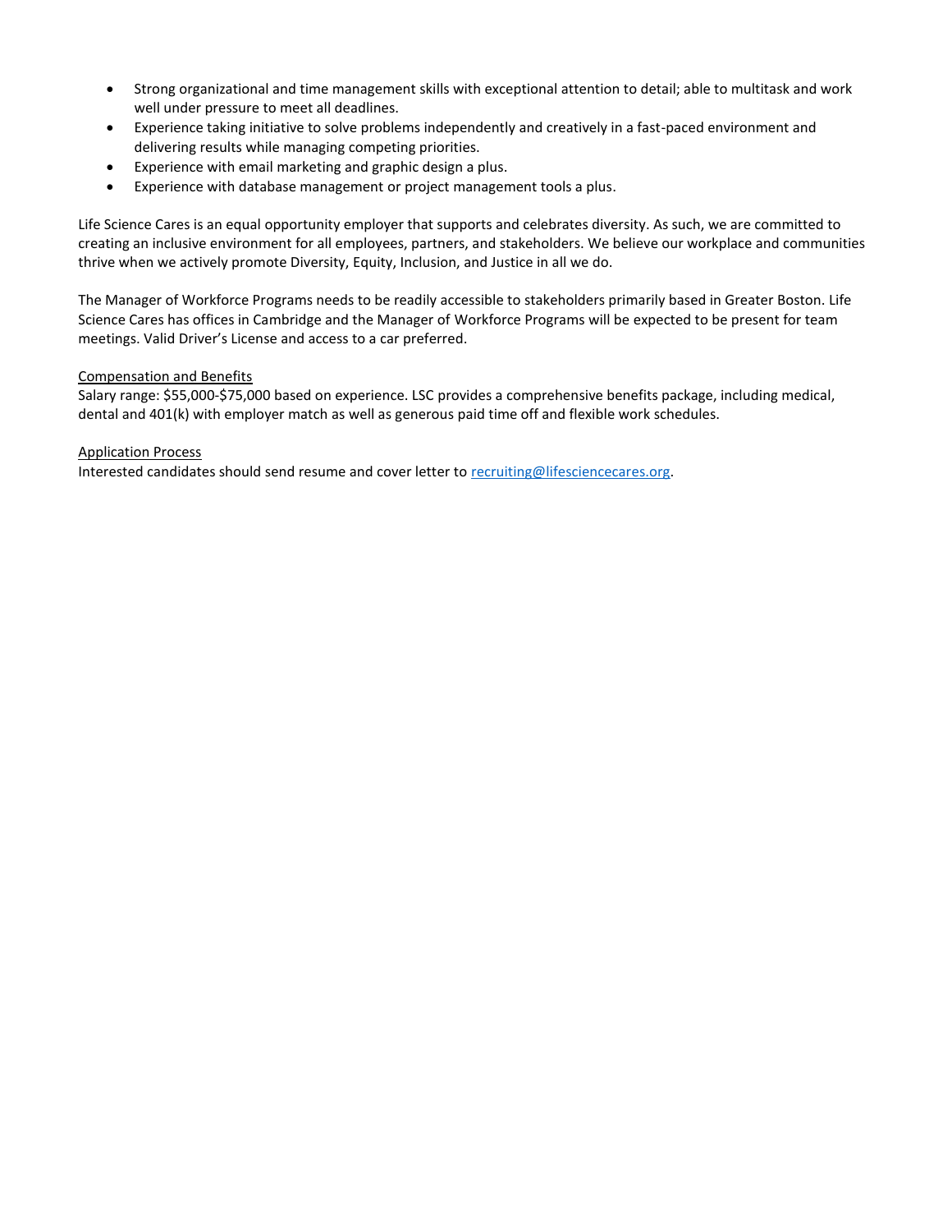- Strong organizational and time management skills with exceptional attention to detail; able to multitask and work well under pressure to meet all deadlines.
- Experience taking initiative to solve problems independently and creatively in a fast-paced environment and delivering results while managing competing priorities.
- Experience with email marketing and graphic design a plus.
- Experience with database management or project management tools a plus.

Life Science Cares is an equal opportunity employer that supports and celebrates diversity. As such, we are committed to creating an inclusive environment for all employees, partners, and stakeholders. We believe our workplace and communities thrive when we actively promote Diversity, Equity, Inclusion, and Justice in all we do.

The Manager of Workforce Programs needs to be readily accessible to stakeholders primarily based in Greater Boston. Life Science Cares has offices in Cambridge and the Manager of Workforce Programs will be expected to be present for team meetings. Valid Driver's License and access to a car preferred.

Compensation and Benefits

Salary range: $55,000-$75,000 based on experience. LSC provides a comprehensive benefits package, including medical, dental and 401(k) with employer match as well as generous paid time off and flexible work schedules.

Application Process

Interested candidates should send resume and cover letter to recruiting@lifesciencecares.org.